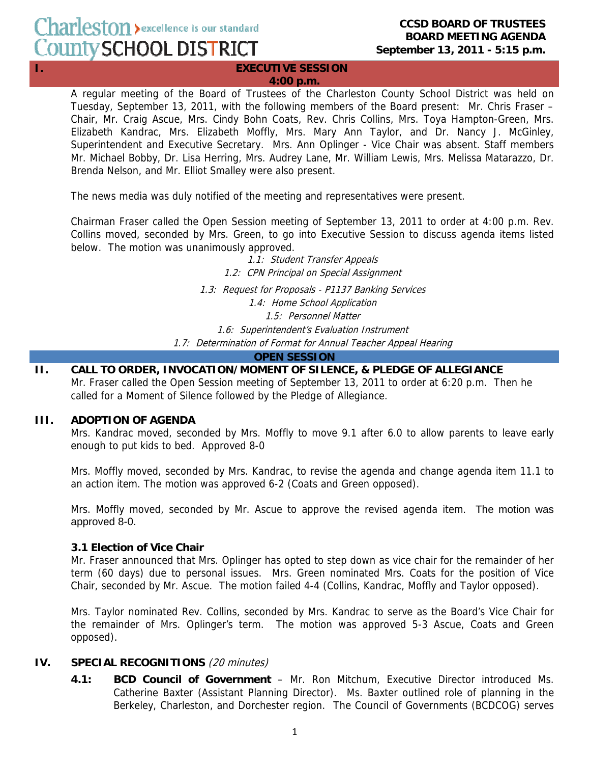Charleston County SCHOOL DISTRICT — excellence is our standard

**CCSD BOARD OF TRUSTEES**
**BOARD MEETING AGENDA**
**September 13, 2011 - 5:15 p.m.**

## I. EXECUTIVE SESSION
**4:00 p.m.**

A regular meeting of the Board of Trustees of the Charleston County School District was held on Tuesday, September 13, 2011, with the following members of the Board present: Mr. Chris Fraser – Chair, Mr. Craig Ascue, Mrs. Cindy Bohn Coats, Rev. Chris Collins, Mrs. Toya Hampton-Green, Mrs. Elizabeth Kandrac, Mrs. Elizabeth Moffly, Mrs. Mary Ann Taylor, and Dr. Nancy J. McGinley, Superintendent and Executive Secretary. Mrs. Ann Oplinger - Vice Chair was absent. Staff members Mr. Michael Bobby, Dr. Lisa Herring, Mrs. Audrey Lane, Mr. William Lewis, Mrs. Melissa Matarazzo, Dr. Brenda Nelson, and Mr. Elliot Smalley were also present.

The news media was duly notified of the meeting and representatives were present.

Chairman Fraser called the Open Session meeting of September 13, 2011 to order at 4:00 p.m. Rev. Collins moved, seconded by Mrs. Green, to go into Executive Session to discuss agenda items listed below. The motion was unanimously approved.

*1.1: Student Transfer Appeals*
*1.2: CPN Principal on Special Assignment*
*1.3: Request for Proposals - P1137 Banking Services*
*1.4: Home School Application*
*1.5: Personnel Matter*
*1.6: Superintendent's Evaluation Instrument*
*1.7: Determination of Format for Annual Teacher Appeal Hearing*

## OPEN SESSION

## II. CALL TO ORDER, INVOCATION/MOMENT OF SILENCE, & PLEDGE OF ALLEGIANCE

Mr. Fraser called the Open Session meeting of September 13, 2011 to order at 6:20 p.m. Then he called for a Moment of Silence followed by the Pledge of Allegiance.

## III. ADOPTION OF AGENDA

Mrs. Kandrac moved, seconded by Mrs. Moffly to move 9.1 after 6.0 to allow parents to leave early enough to put kids to bed. Approved 8-0

Mrs. Moffly moved, seconded by Mrs. Kandrac, to revise the agenda and change agenda item 11.1 to an action item. The motion was approved 6-2 (Coats and Green opposed).

Mrs. Moffly moved, seconded by Mr. Ascue to approve the revised agenda item. The motion was approved 8-0.

### 3.1 Election of Vice Chair

Mr. Fraser announced that Mrs. Oplinger has opted to step down as vice chair for the remainder of her term (60 days) due to personal issues. Mrs. Green nominated Mrs. Coats for the position of Vice Chair, seconded by Mr. Ascue. The motion failed 4-4 (Collins, Kandrac, Moffly and Taylor opposed).

Mrs. Taylor nominated Rev. Collins, seconded by Mrs. Kandrac to serve as the Board's Vice Chair for the remainder of Mrs. Oplinger's term. The motion was approved 5-3 Ascue, Coats and Green opposed).

## IV. SPECIAL RECOGNITIONS *(20 minutes)*

**4.1: BCD Council of Government** – Mr. Ron Mitchum, Executive Director introduced Ms. Catherine Baxter (Assistant Planning Director). Ms. Baxter outlined role of planning in the Berkeley, Charleston, and Dorchester region. The Council of Governments (BCDCOG) serves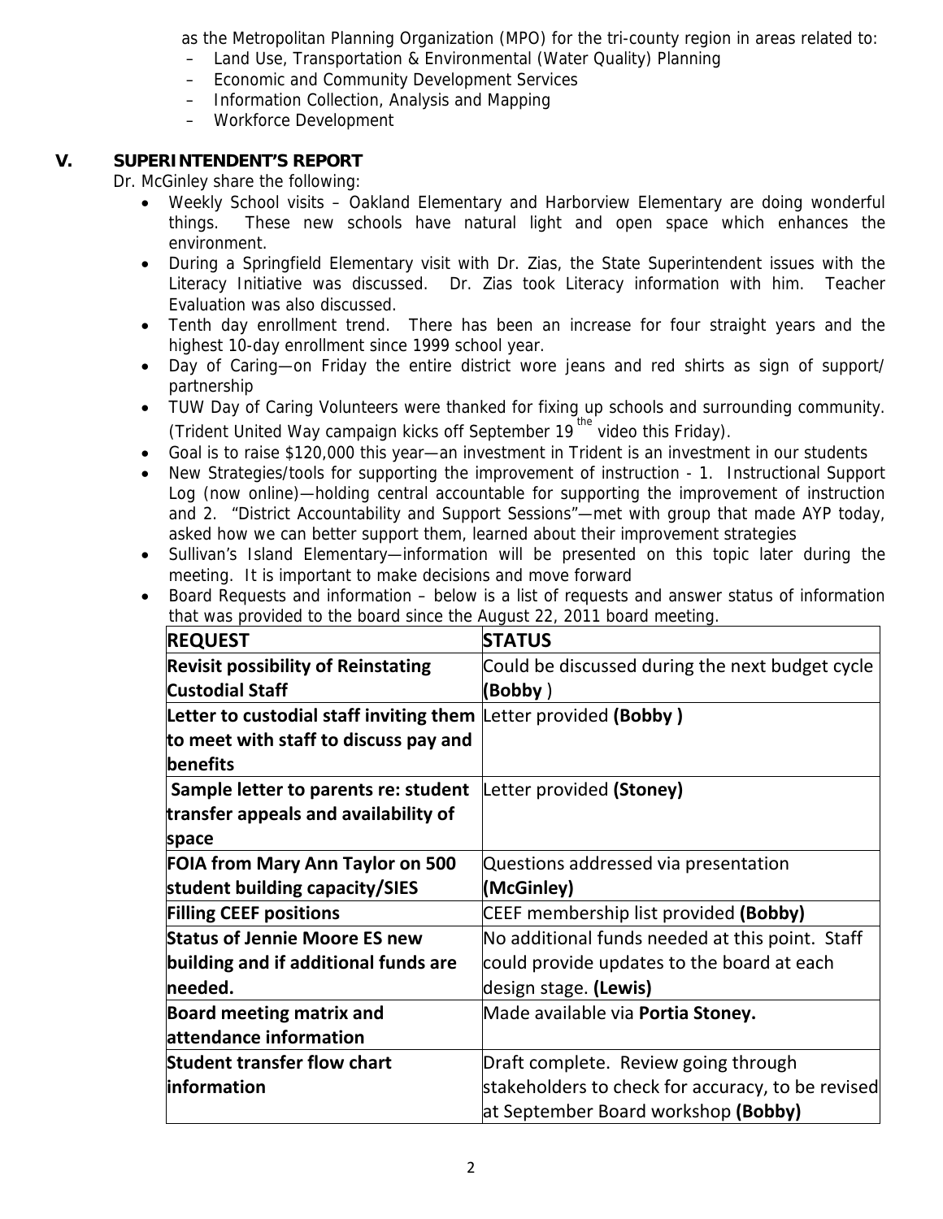as the Metropolitan Planning Organization (MPO) for the tri-county region in areas related to:

- Land Use, Transportation & Environmental (Water Quality) Planning
- Economic and Community Development Services
- Information Collection, Analysis and Mapping
- Workforce Development

## V. SUPERINTENDENT'S REPORT

Dr. McGinley share the following:

- Weekly School visits – Oakland Elementary and Harborview Elementary are doing wonderful things. These new schools have natural light and open space which enhances the environment.
- During a Springfield Elementary visit with Dr. Zias, the State Superintendent issues with the Literacy Initiative was discussed. Dr. Zias took Literacy information with him. Teacher Evaluation was also discussed.
- Tenth day enrollment trend. There has been an increase for four straight years and the highest 10-day enrollment since 1999 school year.
- Day of Caring—on Friday the entire district wore jeans and red shirts as sign of support/ partnership
- TUW Day of Caring Volunteers were thanked for fixing up schools and surrounding community. (Trident United Way campaign kicks off September 19[the] video this Friday).
- Goal is to raise $120,000 this year—an investment in Trident is an investment in our students
- New Strategies/tools for supporting the improvement of instruction - 1. Instructional Support Log (now online)—holding central accountable for supporting the improvement of instruction and 2. "District Accountability and Support Sessions"—met with group that made AYP today, asked how we can better support them, learned about their improvement strategies
- Sullivan's Island Elementary—information will be presented on this topic later during the meeting. It is important to make decisions and move forward
- Board Requests and information – below is a list of requests and answer status of information that was provided to the board since the August 22, 2011 board meeting.

| REQUEST | STATUS |
|---|---|
| **Revisit possibility of Reinstating Custodial Staff** | Could be discussed during the next budget cycle **(Bobby** ) |
| **Letter to custodial staff inviting them to meet with staff to discuss pay and benefits** | Letter provided **(Bobby )** |
| **Sample letter to parents re: student transfer appeals and availability of space** | Letter provided **(Stoney)** |
| **FOIA from Mary Ann Taylor on 500 student building capacity/SIES** | Questions addressed via presentation **(McGinley)** |
| **Filling CEEF positions** | CEEF membership list provided **(Bobby)** |
| **Status of Jennie Moore ES new building and if additional funds are needed.** | No additional funds needed at this point. Staff could provide updates to the board at each design stage. **(Lewis)** |
| **Board meeting matrix and attendance information** | Made available via **Portia Stoney.** |
| **Student transfer flow chart information** | Draft complete. Review going through stakeholders to check for accuracy, to be revised at September Board workshop **(Bobby)** |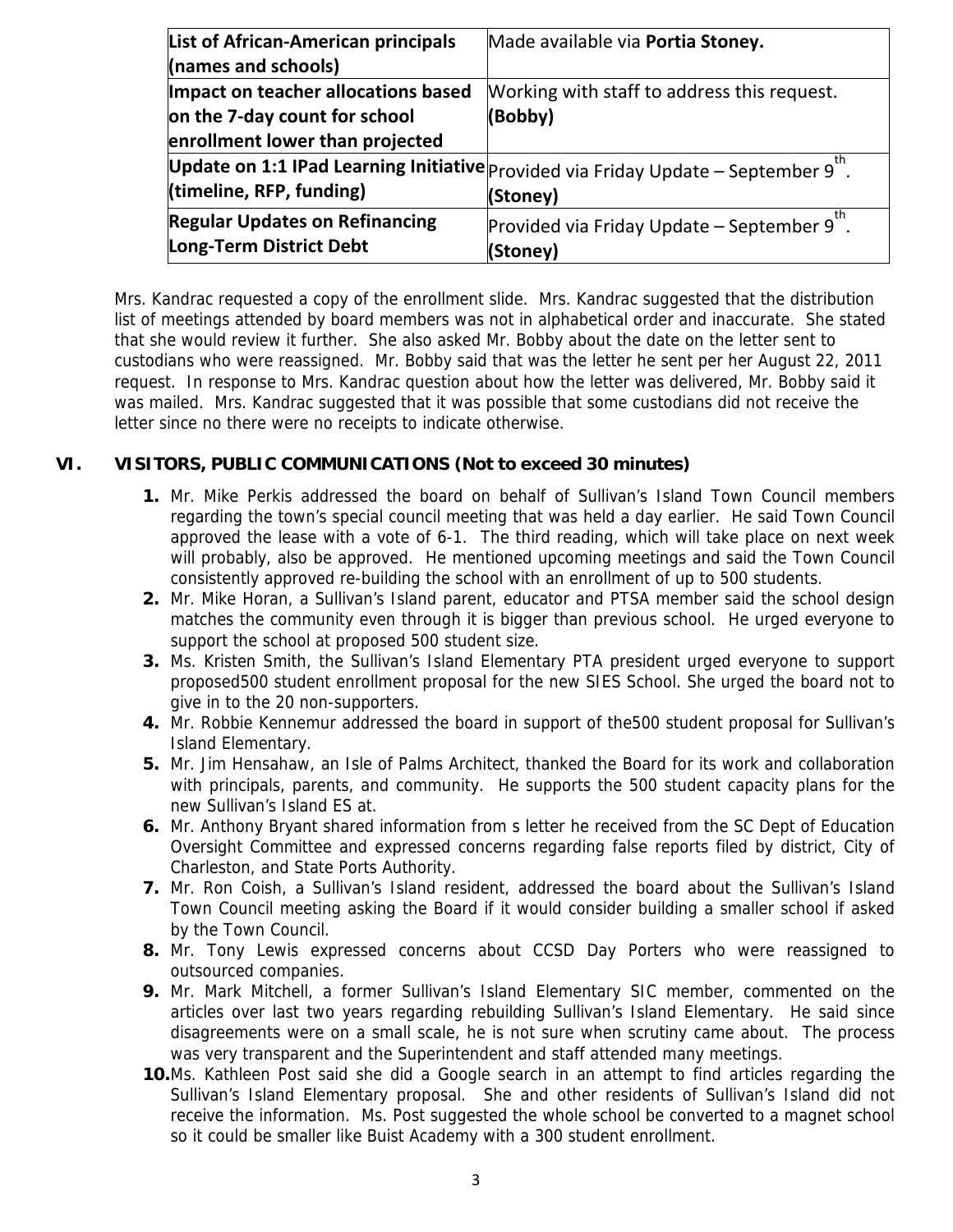| List of African-American principals (names and schools) | Made available via **Portia Stoney.** |
|---|---|
| **Impact on teacher allocations based on the 7-day count for school enrollment lower than projected** | Working with staff to address this request. **(Bobby)** |
| **Update on 1:1 IPad Learning Initiative (timeline, RFP, funding)** | Provided via Friday Update – September 9th. **(Stoney)** |
| **Regular Updates on Refinancing Long-Term District Debt** | Provided via Friday Update – September 9th. **(Stoney)** |

Mrs. Kandrac requested a copy of the enrollment slide. Mrs. Kandrac suggested that the distribution list of meetings attended by board members was not in alphabetical order and inaccurate. She stated that she would review it further. She also asked Mr. Bobby about the date on the letter sent to custodians who were reassigned. Mr. Bobby said that was the letter he sent per her August 22, 2011 request. In response to Mrs. Kandrac question about how the letter was delivered, Mr. Bobby said it was mailed. Mrs. Kandrac suggested that it was possible that some custodians did not receive the letter since no there were no receipts to indicate otherwise.

## VI. VISITORS, PUBLIC COMMUNICATIONS (Not to exceed 30 minutes)

1. Mr. Mike Perkis addressed the board on behalf of Sullivan's Island Town Council members regarding the town's special council meeting that was held a day earlier. He said Town Council approved the lease with a vote of 6-1. The third reading, which will take place on next week will probably, also be approved. He mentioned upcoming meetings and said the Town Council consistently approved re-building the school with an enrollment of up to 500 students.
2. Mr. Mike Horan, a Sullivan's Island parent, educator and PTSA member said the school design matches the community even through it is bigger than previous school. He urged everyone to support the school at proposed 500 student size.
3. Ms. Kristen Smith, the Sullivan's Island Elementary PTA president urged everyone to support proposed500 student enrollment proposal for the new SIES School. She urged the board not to give in to the 20 non-supporters.
4. Mr. Robbie Kennemur addressed the board in support of the500 student proposal for Sullivan's Island Elementary.
5. Mr. Jim Hensahaw, an Isle of Palms Architect, thanked the Board for its work and collaboration with principals, parents, and community. He supports the 500 student capacity plans for the new Sullivan's Island ES at.
6. Mr. Anthony Bryant shared information from s letter he received from the SC Dept of Education Oversight Committee and expressed concerns regarding false reports filed by district, City of Charleston, and State Ports Authority.
7. Mr. Ron Coish, a Sullivan's Island resident, addressed the board about the Sullivan's Island Town Council meeting asking the Board if it would consider building a smaller school if asked by the Town Council.
8. Mr. Tony Lewis expressed concerns about CCSD Day Porters who were reassigned to outsourced companies.
9. Mr. Mark Mitchell, a former Sullivan's Island Elementary SIC member, commented on the articles over last two years regarding rebuilding Sullivan's Island Elementary. He said since disagreements were on a small scale, he is not sure when scrutiny came about. The process was very transparent and the Superintendent and staff attended many meetings.
10. Ms. Kathleen Post said she did a Google search in an attempt to find articles regarding the Sullivan's Island Elementary proposal. She and other residents of Sullivan's Island did not receive the information. Ms. Post suggested the whole school be converted to a magnet school so it could be smaller like Buist Academy with a 300 student enrollment.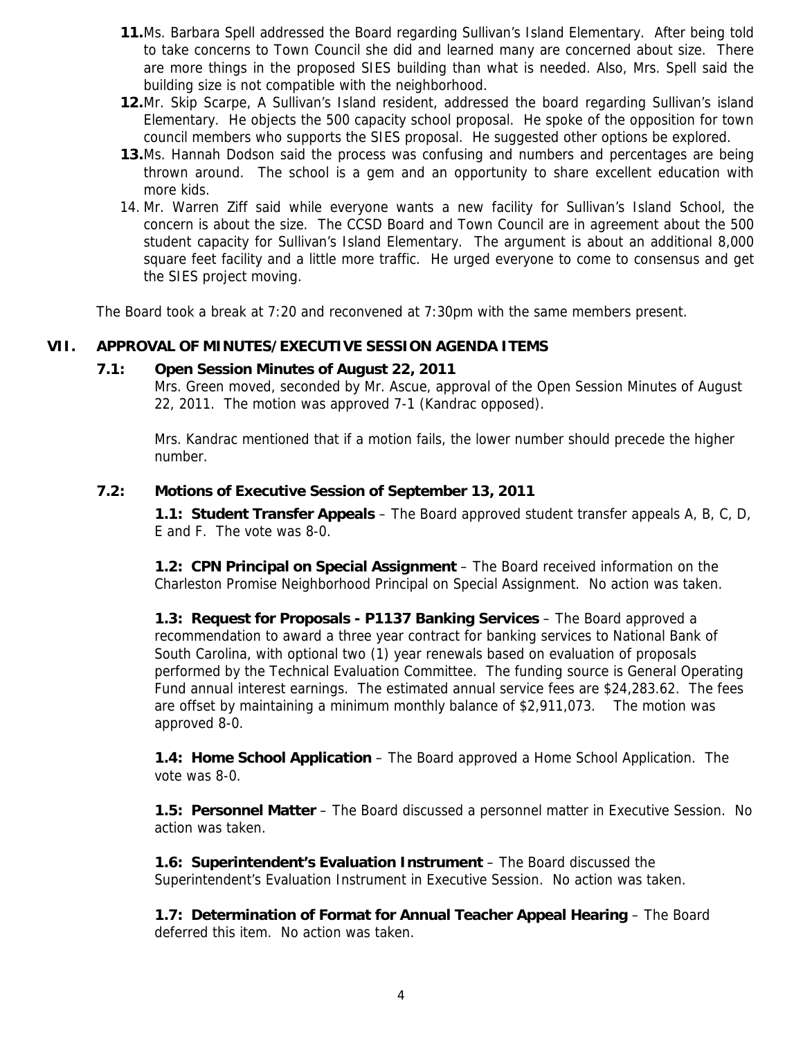11. **Ms. Barbara Spell addressed the Board regarding Sullivan's Island Elementary. After being told to take concerns to Town Council she did and learned many are concerned about size. There are more things in the proposed SIES building than what is needed. Also, Mrs. Spell said the building size is not compatible with the neighborhood.**
12. Mr. Skip Scarpe, A Sullivan's Island resident, addressed the board regarding Sullivan's island Elementary. He objects the 500 capacity school proposal. He spoke of the opposition for town council members who supports the SIES proposal. He suggested other options be explored.
13. Ms. Hannah Dodson said the process was confusing and numbers and percentages are being thrown around. The school is a gem and an opportunity to share excellent education with more kids.
14. Mr. Warren Ziff said while everyone wants a new facility for Sullivan's Island School, the concern is about the size. The CCSD Board and Town Council are in agreement about the 500 student capacity for Sullivan's Island Elementary. The argument is about an additional 8,000 square feet facility and a little more traffic. He urged everyone to come to consensus and get the SIES project moving.

The Board took a break at 7:20 and reconvened at 7:30pm with the same members present.

## VII. APPROVAL OF MINUTES/EXECUTIVE SESSION AGENDA ITEMS

### 7.1: Open Session Minutes of August 22, 2011

Mrs. Green moved, seconded by Mr. Ascue, approval of the Open Session Minutes of August 22, 2011. The motion was approved 7-1 (Kandrac opposed).

Mrs. Kandrac mentioned that if a motion fails, the lower number should precede the higher number.

### 7.2: Motions of Executive Session of September 13, 2011

**1.1: Student Transfer Appeals** – The Board approved student transfer appeals A, B, C, D, E and F. The vote was 8-0.

**1.2: CPN Principal on Special Assignment** – The Board received information on the Charleston Promise Neighborhood Principal on Special Assignment. No action was taken.

**1.3: Request for Proposals - P1137 Banking Services** – The Board approved a recommendation to award a three year contract for banking services to National Bank of South Carolina, with optional two (1) year renewals based on evaluation of proposals performed by the Technical Evaluation Committee. The funding source is General Operating Fund annual interest earnings. The estimated annual service fees are $24,283.62. The fees are offset by maintaining a minimum monthly balance of $2,911,073. The motion was approved 8-0.

**1.4: Home School Application** – The Board approved a Home School Application. The vote was 8-0.

**1.5: Personnel Matter** – The Board discussed a personnel matter in Executive Session. No action was taken.

**1.6: Superintendent's Evaluation Instrument** – The Board discussed the Superintendent's Evaluation Instrument in Executive Session. No action was taken.

**1.7: Determination of Format for Annual Teacher Appeal Hearing** – The Board deferred this item. No action was taken.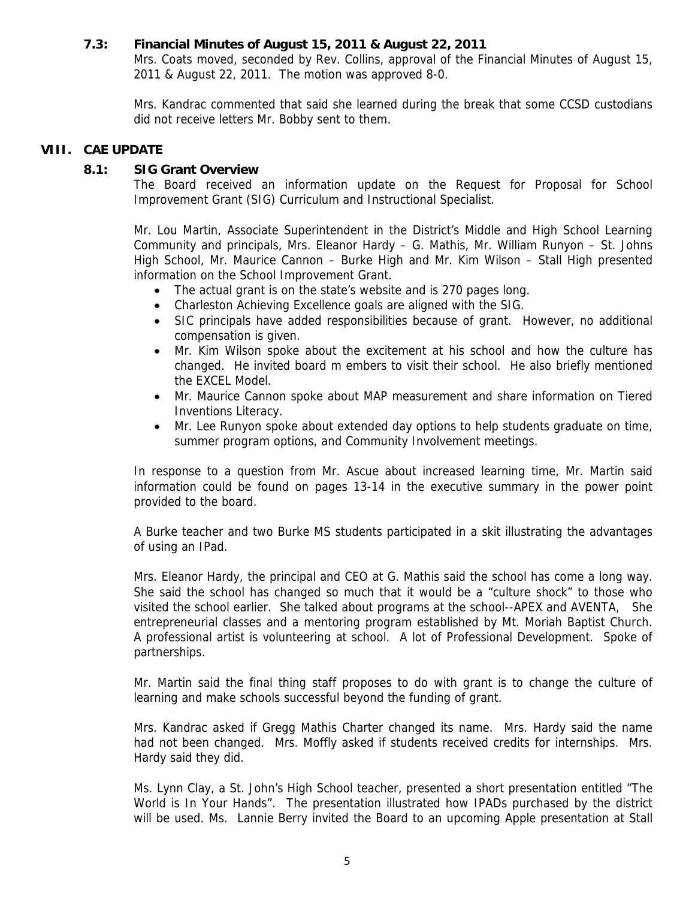### 7.3: Financial Minutes of August 15, 2011 & August 22, 2011

Mrs. Coats moved, seconded by Rev. Collins, approval of the Financial Minutes of August 15, 2011 & August 22, 2011. The motion was approved 8-0.

Mrs. Kandrac commented that said she learned during the break that some CCSD custodians did not receive letters Mr. Bobby sent to them.

## VIII. CAE UPDATE

### 8.1: SIG Grant Overview

The Board received an information update on the Request for Proposal for School Improvement Grant (SIG) Curriculum and Instructional Specialist.

Mr. Lou Martin, Associate Superintendent in the District's Middle and High School Learning Community and principals, Mrs. Eleanor Hardy – G. Mathis, Mr. William Runyon – St. Johns High School, Mr. Maurice Cannon – Burke High and Mr. Kim Wilson – Stall High presented information on the School Improvement Grant.

- The actual grant is on the state's website and is 270 pages long.
- Charleston Achieving Excellence goals are aligned with the SIG.
- SIC principals have added responsibilities because of grant. However, no additional compensation is given.
- Mr. Kim Wilson spoke about the excitement at his school and how the culture has changed. He invited board m embers to visit their school. He also briefly mentioned the EXCEL Model.
- Mr. Maurice Cannon spoke about MAP measurement and share information on Tiered Inventions Literacy.
- Mr. Lee Runyon spoke about extended day options to help students graduate on time, summer program options, and Community Involvement meetings.

In response to a question from Mr. Ascue about increased learning time, Mr. Martin said information could be found on pages 13-14 in the executive summary in the power point provided to the board.

A Burke teacher and two Burke MS students participated in a skit illustrating the advantages of using an IPad.

Mrs. Eleanor Hardy, the principal and CEO at G. Mathis said the school has come a long way. She said the school has changed so much that it would be a "culture shock" to those who visited the school earlier. She talked about programs at the school--APEX and AVENTA, She entrepreneurial classes and a mentoring program established by Mt. Moriah Baptist Church. A professional artist is volunteering at school. A lot of Professional Development. Spoke of partnerships.

Mr. Martin said the final thing staff proposes to do with grant is to change the culture of learning and make schools successful beyond the funding of grant.

Mrs. Kandrac asked if Gregg Mathis Charter changed its name. Mrs. Hardy said the name had not been changed. Mrs. Moffly asked if students received credits for internships. Mrs. Hardy said they did.

Ms. Lynn Clay, a St. John's High School teacher, presented a short presentation entitled "The World is In Your Hands". The presentation illustrated how IPADs purchased by the district will be used. Ms. Lannie Berry invited the Board to an upcoming Apple presentation at Stall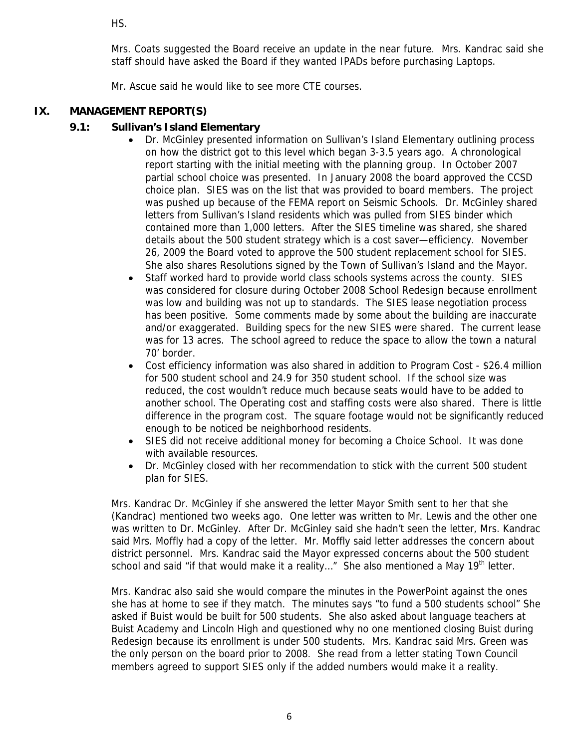HS.

Mrs. Coats suggested the Board receive an update in the near future. Mrs. Kandrac said she staff should have asked the Board if they wanted IPADs before purchasing Laptops.

Mr. Ascue said he would like to see more CTE courses.

## IX. MANAGEMENT REPORT(S)

### 9.1: Sullivan's Island Elementary

- Dr. McGinley presented information on Sullivan's Island Elementary outlining process on how the district got to this level which began 3-3.5 years ago. A chronological report starting with the initial meeting with the planning group. In October 2007 partial school choice was presented. In January 2008 the board approved the CCSD choice plan. SIES was on the list that was provided to board members. The project was pushed up because of the FEMA report on Seismic Schools. Dr. McGinley shared letters from Sullivan's Island residents which was pulled from SIES binder which contained more than 1,000 letters. After the SIES timeline was shared, she shared details about the 500 student strategy which is a cost saver—efficiency. November 26, 2009 the Board voted to approve the 500 student replacement school for SIES. She also shares Resolutions signed by the Town of Sullivan's Island and the Mayor.
- Staff worked hard to provide world class schools systems across the county. SIES was considered for closure during October 2008 School Redesign because enrollment was low and building was not up to standards. The SIES lease negotiation process has been positive. Some comments made by some about the building are inaccurate and/or exaggerated. Building specs for the new SIES were shared. The current lease was for 13 acres. The school agreed to reduce the space to allow the town a natural 70' border.
- Cost efficiency information was also shared in addition to Program Cost - $26.4 million for 500 student school and 24.9 for 350 student school. If the school size was reduced, the cost wouldn't reduce much because seats would have to be added to another school. The Operating cost and staffing costs were also shared. There is little difference in the program cost. The square footage would not be significantly reduced enough to be noticed be neighborhood residents.
- SIES did not receive additional money for becoming a Choice School. It was done with available resources.
- Dr. McGinley closed with her recommendation to stick with the current 500 student plan for SIES.

Mrs. Kandrac Dr. McGinley if she answered the letter Mayor Smith sent to her that she (Kandrac) mentioned two weeks ago. One letter was written to Mr. Lewis and the other one was written to Dr. McGinley. After Dr. McGinley said she hadn't seen the letter, Mrs. Kandrac said Mrs. Moffly had a copy of the letter. Mr. Moffly said letter addresses the concern about district personnel. Mrs. Kandrac said the Mayor expressed concerns about the 500 student school and said "if that would make it a reality…" She also mentioned a May 19th letter.

Mrs. Kandrac also said she would compare the minutes in the PowerPoint against the ones she has at home to see if they match. The minutes says "to fund a 500 students school" She asked if Buist would be built for 500 students. She also asked about language teachers at Buist Academy and Lincoln High and questioned why no one mentioned closing Buist during Redesign because its enrollment is under 500 students. Mrs. Kandrac said Mrs. Green was the only person on the board prior to 2008. She read from a letter stating Town Council members agreed to support SIES only if the added numbers would make it a reality.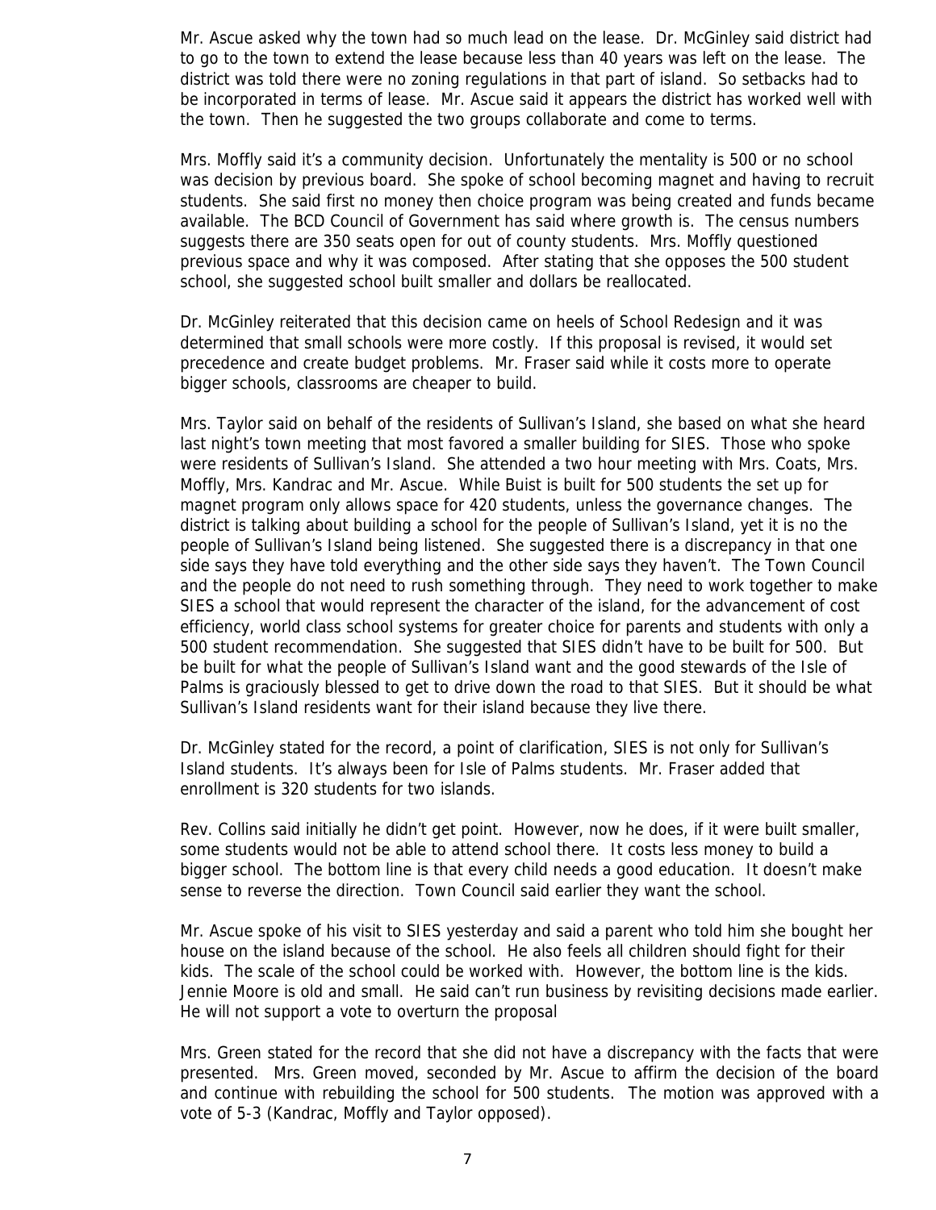Mr. Ascue asked why the town had so much lead on the lease. Dr. McGinley said district had to go to the town to extend the lease because less than 40 years was left on the lease. The district was told there were no zoning regulations in that part of island. So setbacks had to be incorporated in terms of lease. Mr. Ascue said it appears the district has worked well with the town. Then he suggested the two groups collaborate and come to terms.

Mrs. Moffly said it's a community decision. Unfortunately the mentality is 500 or no school was decision by previous board. She spoke of school becoming magnet and having to recruit students. She said first no money then choice program was being created and funds became available. The BCD Council of Government has said where growth is. The census numbers suggests there are 350 seats open for out of county students. Mrs. Moffly questioned previous space and why it was composed. After stating that she opposes the 500 student school, she suggested school built smaller and dollars be reallocated.

Dr. McGinley reiterated that this decision came on heels of School Redesign and it was determined that small schools were more costly. If this proposal is revised, it would set precedence and create budget problems. Mr. Fraser said while it costs more to operate bigger schools, classrooms are cheaper to build.

Mrs. Taylor said on behalf of the residents of Sullivan's Island, she based on what she heard last night's town meeting that most favored a smaller building for SIES. Those who spoke were residents of Sullivan's Island. She attended a two hour meeting with Mrs. Coats, Mrs. Moffly, Mrs. Kandrac and Mr. Ascue. While Buist is built for 500 students the set up for magnet program only allows space for 420 students, unless the governance changes. The district is talking about building a school for the people of Sullivan's Island, yet it is no the people of Sullivan's Island being listened. She suggested there is a discrepancy in that one side says they have told everything and the other side says they haven't. The Town Council and the people do not need to rush something through. They need to work together to make SIES a school that would represent the character of the island, for the advancement of cost efficiency, world class school systems for greater choice for parents and students with only a 500 student recommendation. She suggested that SIES didn't have to be built for 500. But be built for what the people of Sullivan's Island want and the good stewards of the Isle of Palms is graciously blessed to get to drive down the road to that SIES. But it should be what Sullivan's Island residents want for their island because they live there.

Dr. McGinley stated for the record, a point of clarification, SIES is not only for Sullivan's Island students. It's always been for Isle of Palms students. Mr. Fraser added that enrollment is 320 students for two islands.

Rev. Collins said initially he didn't get point. However, now he does, if it were built smaller, some students would not be able to attend school there. It costs less money to build a bigger school. The bottom line is that every child needs a good education. It doesn't make sense to reverse the direction. Town Council said earlier they want the school.

Mr. Ascue spoke of his visit to SIES yesterday and said a parent who told him she bought her house on the island because of the school. He also feels all children should fight for their kids. The scale of the school could be worked with. However, the bottom line is the kids. Jennie Moore is old and small. He said can't run business by revisiting decisions made earlier. He will not support a vote to overturn the proposal

Mrs. Green stated for the record that she did not have a discrepancy with the facts that were presented. Mrs. Green moved, seconded by Mr. Ascue to affirm the decision of the board and continue with rebuilding the school for 500 students. The motion was approved with a vote of 5-3 (Kandrac, Moffly and Taylor opposed).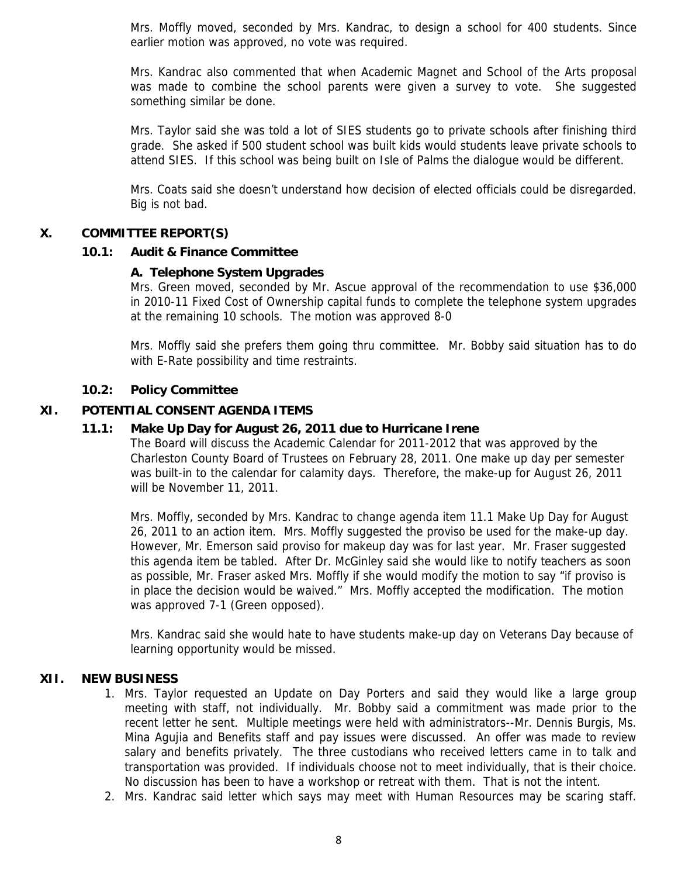Mrs. Moffly moved, seconded by Mrs. Kandrac, to design a school for 400 students. Since earlier motion was approved, no vote was required.

Mrs. Kandrac also commented that when Academic Magnet and School of the Arts proposal was made to combine the school parents were given a survey to vote. She suggested something similar be done.

Mrs. Taylor said she was told a lot of SIES students go to private schools after finishing third grade. She asked if 500 student school was built kids would students leave private schools to attend SIES. If this school was being built on Isle of Palms the dialogue would be different.

Mrs. Coats said she doesn't understand how decision of elected officials could be disregarded. Big is not bad.

## X. COMMITTEE REPORT(S)

### 10.1: Audit & Finance Committee

**A. Telephone System Upgrades**

Mrs. Green moved, seconded by Mr. Ascue approval of the recommendation to use $36,000 in 2010-11 Fixed Cost of Ownership capital funds to complete the telephone system upgrades at the remaining 10 schools. The motion was approved 8-0

Mrs. Moffly said she prefers them going thru committee. Mr. Bobby said situation has to do with E-Rate possibility and time restraints.

### 10.2: Policy Committee

## XI. POTENTIAL CONSENT AGENDA ITEMS

### 11.1: Make Up Day for August 26, 2011 due to Hurricane Irene

The Board will discuss the Academic Calendar for 2011-2012 that was approved by the Charleston County Board of Trustees on February 28, 2011. One make up day per semester was built-in to the calendar for calamity days. Therefore, the make-up for August 26, 2011 will be November 11, 2011.

Mrs. Moffly, seconded by Mrs. Kandrac to change agenda item 11.1 Make Up Day for August 26, 2011 to an action item. Mrs. Moffly suggested the proviso be used for the make-up day. However, Mr. Emerson said proviso for makeup day was for last year. Mr. Fraser suggested this agenda item be tabled. After Dr. McGinley said she would like to notify teachers as soon as possible, Mr. Fraser asked Mrs. Moffly if she would modify the motion to say "if proviso is in place the decision would be waived." Mrs. Moffly accepted the modification. The motion was approved 7-1 (Green opposed).

Mrs. Kandrac said she would hate to have students make-up day on Veterans Day because of learning opportunity would be missed.

## XII. NEW BUSINESS

1. Mrs. Taylor requested an Update on Day Porters and said they would like a large group meeting with staff, not individually. Mr. Bobby said a commitment was made prior to the recent letter he sent. Multiple meetings were held with administrators--Mr. Dennis Burgis, Ms. Mina Agujia and Benefits staff and pay issues were discussed. An offer was made to review salary and benefits privately. The three custodians who received letters came in to talk and transportation was provided. If individuals choose not to meet individually, that is their choice. No discussion has been to have a workshop or retreat with them. That is not the intent.
2. Mrs. Kandrac said letter which says may meet with Human Resources may be scaring staff.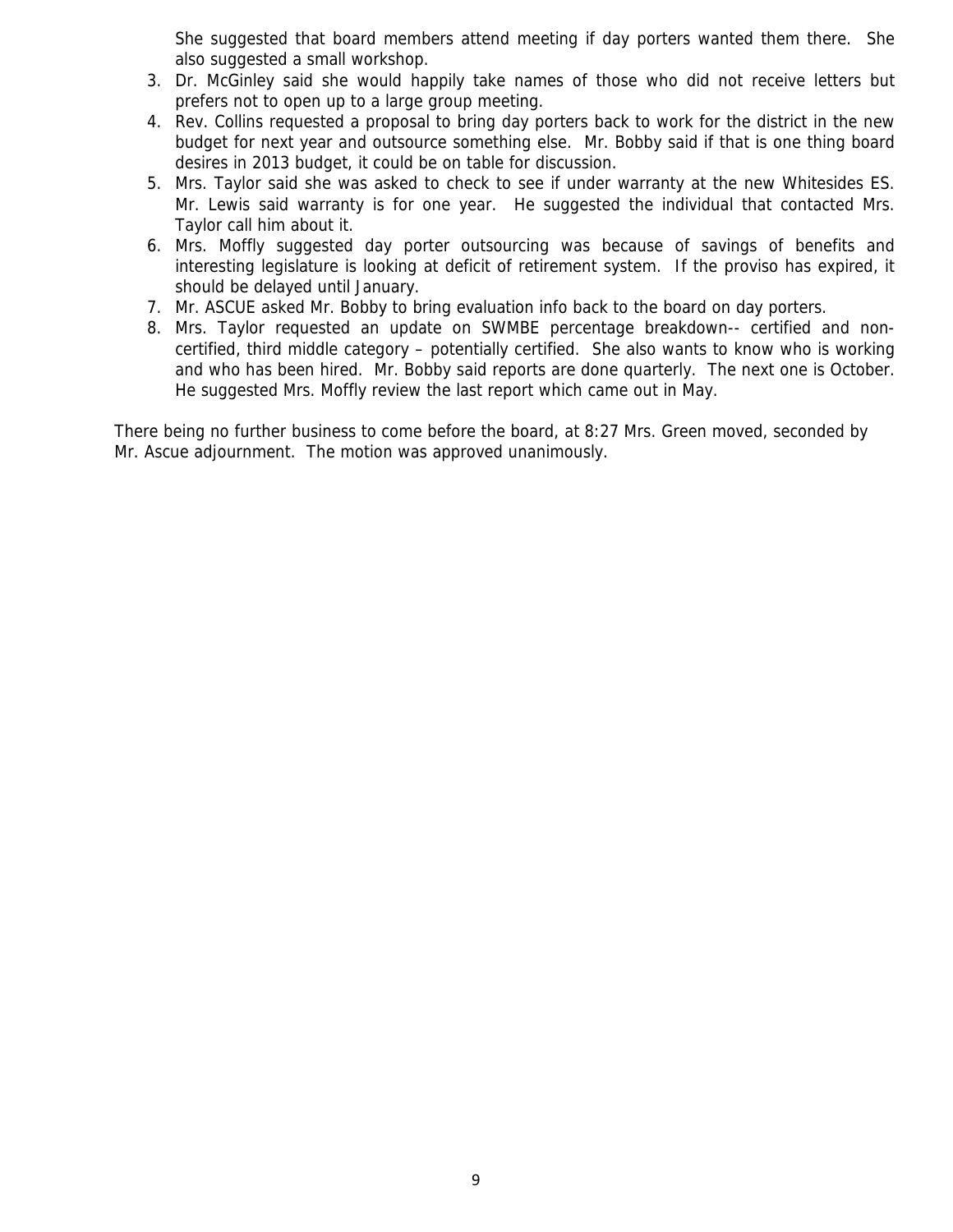She suggested that board members attend meeting if day porters wanted them there. She also suggested a small workshop.

3. Dr. McGinley said she would happily take names of those who did not receive letters but prefers not to open up to a large group meeting.
4. Rev. Collins requested a proposal to bring day porters back to work for the district in the new budget for next year and outsource something else. Mr. Bobby said if that is one thing board desires in 2013 budget, it could be on table for discussion.
5. Mrs. Taylor said she was asked to check to see if under warranty at the new Whitesides ES. Mr. Lewis said warranty is for one year. He suggested the individual that contacted Mrs. Taylor call him about it.
6. Mrs. Moffly suggested day porter outsourcing was because of savings of benefits and interesting legislature is looking at deficit of retirement system. If the proviso has expired, it should be delayed until January.
7. Mr. ASCUE asked Mr. Bobby to bring evaluation info back to the board on day porters.
8. Mrs. Taylor requested an update on SWMBE percentage breakdown-- certified and non-certified, third middle category – potentially certified. She also wants to know who is working and who has been hired. Mr. Bobby said reports are done quarterly. The next one is October. He suggested Mrs. Moffly review the last report which came out in May.

There being no further business to come before the board, at 8:27 Mrs. Green moved, seconded by Mr. Ascue adjournment. The motion was approved unanimously.